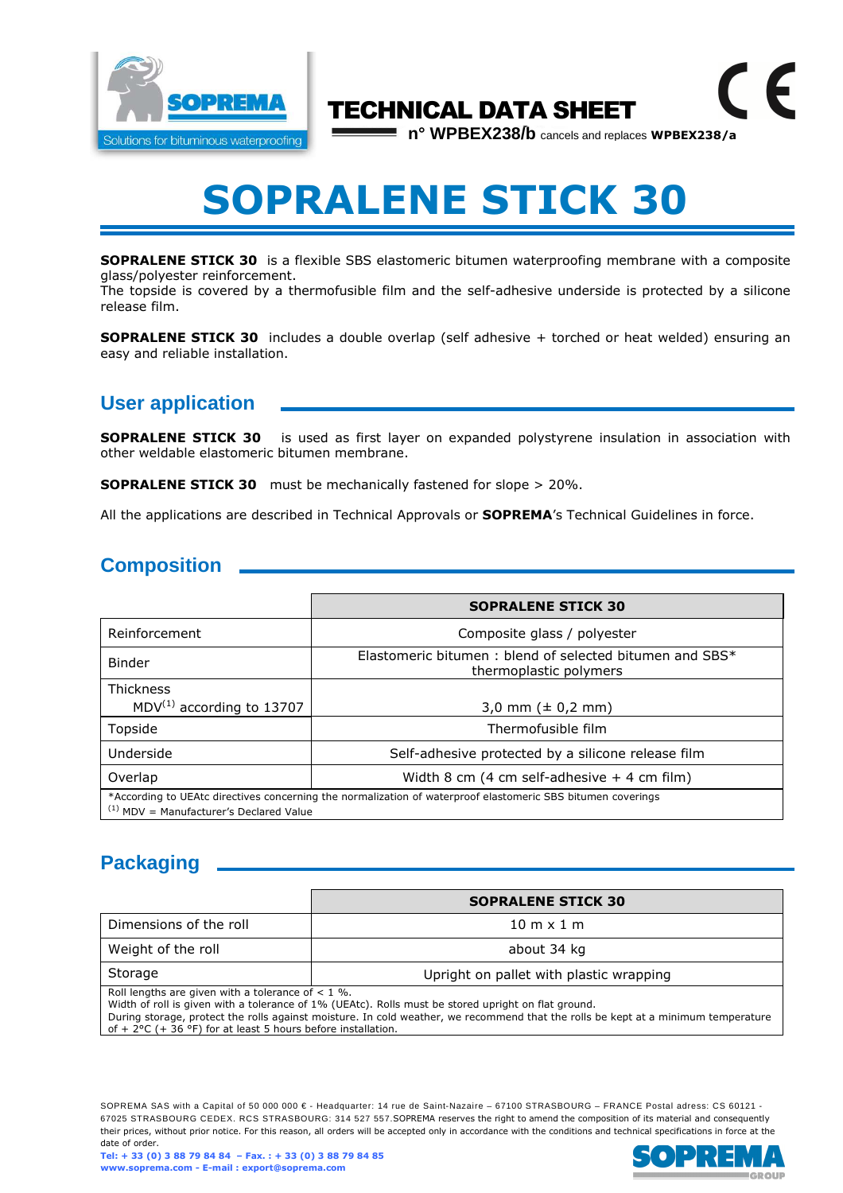TECHNICAL DATA SHEET

n° WPBEX238/b cancels and replaces **WPBEX238/a**

# SOPRALENE STICK 30

**SOPRALENE STICK 30** is a flexible SBS elastomeric bitumen waterproofing membrane with a composite glass/polyester reinforcement.
The topside is covered by a thermofusible film and the self-adhesive underside is protected by a silicone release film.

**SOPRALENE STICK 30** includes a double overlap (self adhesive + torched or heat welded) ensuring an easy and reliable installation.

## User application

**SOPRALENE STICK 30** is used as first layer on expanded polystyrene insulation in association with other weldable elastomeric bitumen membrane.

**SOPRALENE STICK 30** must be mechanically fastened for slope > 20%.

All the applications are described in Technical Approvals or **SOPREMA**'s Technical Guidelines in force.

## Composition

| | **SOPRALENE STICK 30** |
|---|---|
| Reinforcement | Composite glass / polyester |
| Binder | Elastomeric bitumen : blend of selected bitumen and SBS* thermoplastic polymers |
| Thickness MDV[1] according to 13707 | 3,0 mm (± 0,2 mm) |
| Topside | Thermofusible film |
| Underside | Self-adhesive protected by a silicone release film |
| Overlap | Width 8 cm (4 cm self-adhesive + 4 cm film) |

*According to UEAtc directives concerning the normalization of waterproof elastomeric SBS bitumen coverings
[1] MDV = Manufacturer's Declared Value

## Packaging

| | **SOPRALENE STICK 30** |
|---|---|
| Dimensions of the roll | 10 m x 1 m |
| Weight of the roll | about 34 kg |
| Storage | Upright on pallet with plastic wrapping |

Roll lengths are given with a tolerance of < 1 %.
Width of roll is given with a tolerance of 1% (UEAtc). Rolls must be stored upright on flat ground.
During storage, protect the rolls against moisture. In cold weather, we recommend that the rolls be kept at a minimum temperature of + 2°C (+ 36 °F) for at least 5 hours before installation.

SOPREMA SAS with a Capital of 50 000 000 € - Headquarter: 14 rue de Saint-Nazaire – 67100 STRASBOURG – FRANCE Postal adress: CS 60121 - 67025 STRASBOURG CEDEX. RCS STRASBOURG: 314 527 557.SOPREMA reserves the right to amend the composition of its material and consequently their prices, without prior notice. For this reason, all orders will be accepted only in accordance with the conditions and technical specifications in force at the date of order.
**Tel: + 33 (0) 3 88 79 84 84 – Fax. : + 33 (0) 3 88 79 84 85**
**www.soprema.com - E-mail : export@soprema.com**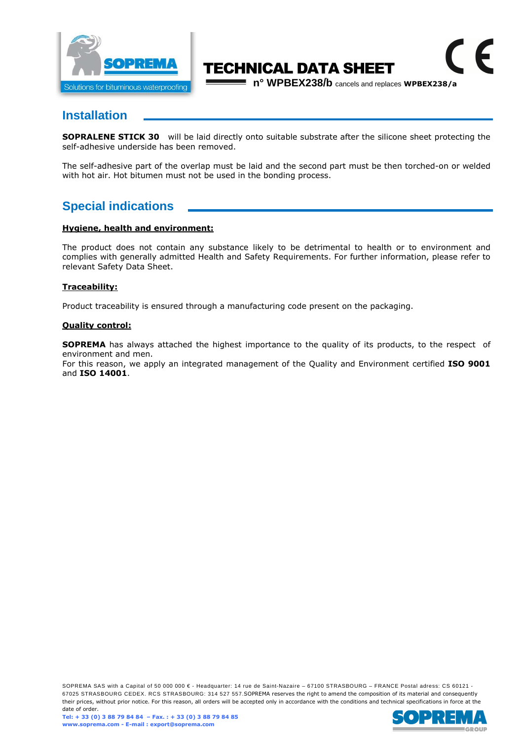# TECHNICAL DATA SHEET

n° WPBEX238/b cancels and replaces **WPBEX238/a**

## Installation

**SOPRALENE STICK 30** will be laid directly onto suitable substrate after the silicone sheet protecting the self-adhesive underside has been removed.

The self-adhesive part of the overlap must be laid and the second part must be then torched-on or welded with hot air. Hot bitumen must not be used in the bonding process.

## Special indications

**Hygiene, health and environment:**

The product does not contain any substance likely to be detrimental to health or to environment and complies with generally admitted Health and Safety Requirements. For further information, please refer to relevant Safety Data Sheet.

**Traceability:**

Product traceability is ensured through a manufacturing code present on the packaging.

**Quality control:**

**SOPREMA** has always attached the highest importance to the quality of its products, to the respect of environment and men.
For this reason, we apply an integrated management of the Quality and Environment certified **ISO 9001** and **ISO 14001**.

SOPREMA SAS with a Capital of 50 000 000 € - Headquarter: 14 rue de Saint-Nazaire – 67100 STRASBOURG – FRANCE Postal adress: CS 60121 - 67025 STRASBOURG CEDEX. RCS STRASBOURG: 314 527 557.SOPREMA reserves the right to amend the composition of its material and consequently their prices, without prior notice. For this reason, all orders will be accepted only in accordance with the conditions and technical specifications in force at the date of order.
**Tel: + 33 (0) 3 88 79 84 84 – Fax. : + 33 (0) 3 88 79 84 85**
**www.soprema.com - E-mail : export@soprema.com**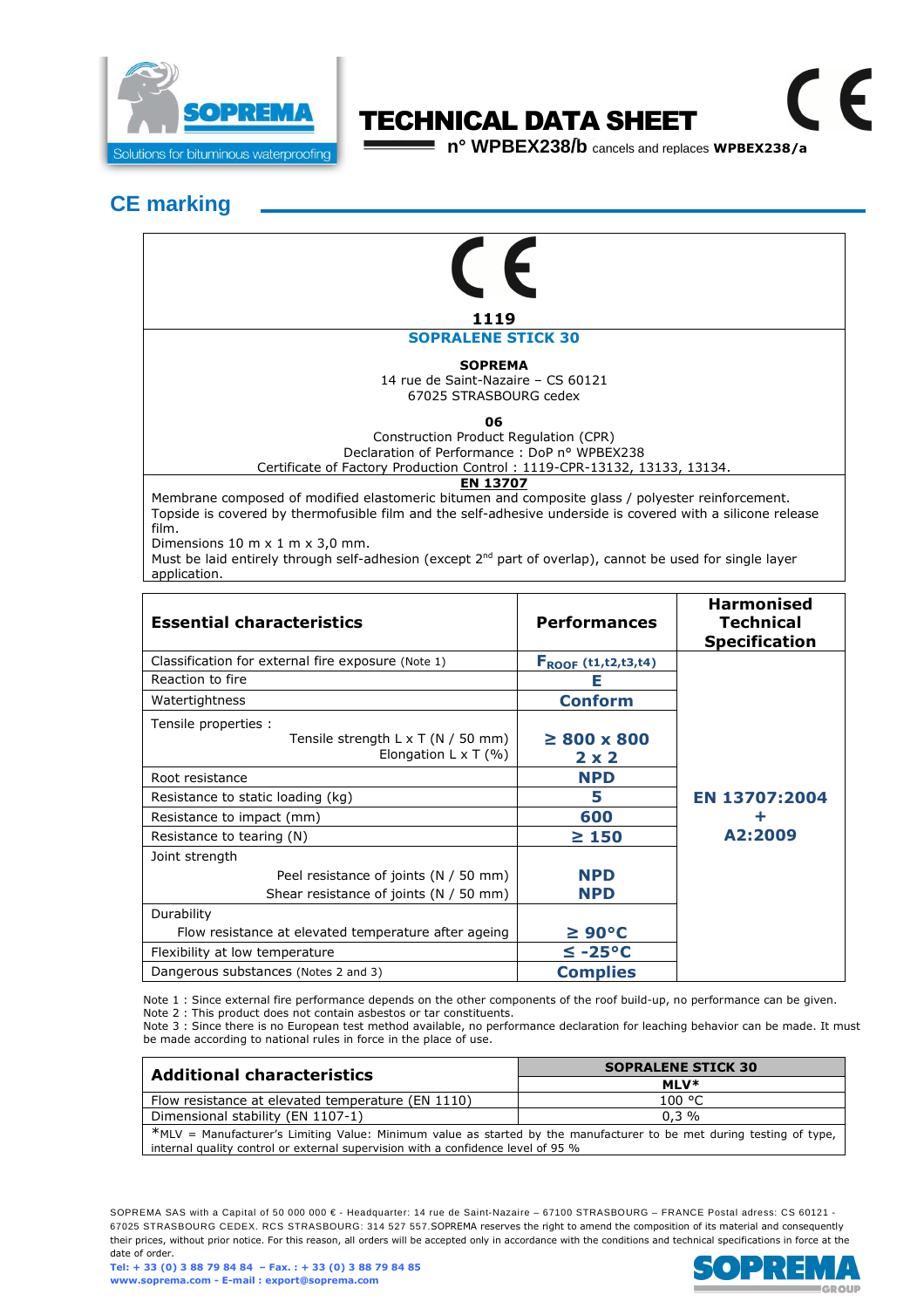# TECHNICAL DATA SHEET

**n° WPBEX238/b** cancels and replaces **WPBEX238/a**

## CE marking

CE

**1119**

**SOPRALENE STICK 30**

**SOPREMA**
14 rue de Saint-Nazaire – CS 60121
67025 STRASBOURG cedex

**06**
Construction Product Regulation (CPR)
Declaration of Performance : DoP n° WPBEX238
Certificate of Factory Production Control : 1119-CPR-13132, 13133, 13134.

**EN 13707**

Membrane composed of modified elastomeric bitumen and composite glass / polyester reinforcement.
Topside is covered by thermofusible film and the self-adhesive underside is covered with a silicone release film.
Dimensions 10 m x 1 m x 3,0 mm.
Must be laid entirely through self-adhesion (except 2nd part of overlap), cannot be used for single layer application.

| Essential characteristics | Performances | Harmonised Technical Specification |
|---|---|---|
| Classification for external fire exposure (Note 1) | $F_{ROOF}$ (t1,t2,t3,t4) | EN 13707:2004 + A2:2009 |
| Reaction to fire | E | |
| Watertightness | Conform | |
| Tensile properties : Tensile strength L x T (N / 50 mm) | ≥ 800 x 800 | |
| Elongation L x T (%) | 2 x 2 | |
| Root resistance | NPD | |
| Resistance to static loading (kg) | 5 | |
| Resistance to impact (mm) | 600 | |
| Resistance to tearing (N) | ≥ 150 | |
| Joint strength: Peel resistance of joints (N / 50 mm) | NPD | |
| Shear resistance of joints (N / 50 mm) | NPD | |
| Durability: Flow resistance at elevated temperature after ageing | ≥ 90°C | |
| Flexibility at low temperature | ≤ -25°C | |
| Dangerous substances (Notes 2 and 3) | Complies | |

Note 1 : Since external fire performance depends on the other components of the roof build-up, no performance can be given.
Note 2 : This product does not contain asbestos or tar constituents.
Note 3 : Since there is no European test method available, no performance declaration for leaching behavior can be made. It must be made according to national rules in force in the place of use.

| Additional characteristics | SOPRALENE STICK 30 |
|---|---|
| | MLV* |
| Flow resistance at elevated temperature (EN 1110) | 100 °C |
| Dimensional stability (EN 1107-1) | 0,3 % |

*MLV = Manufacturer's Limiting Value: Minimum value as started by the manufacturer to be met during testing of type, internal quality control or external supervision with a confidence level of 95 %

SOPREMA SAS with a Capital of 50 000 000 € - Headquarter: 14 rue de Saint-Nazaire – 67100 STRASBOURG – FRANCE Postal adress: CS 60121 - 67025 STRASBOURG CEDEX. RCS STRASBOURG: 314 527 557.SOPREMA reserves the right to amend the composition of its material and consequently their prices, without prior notice. For this reason, all orders will be accepted only in accordance with the conditions and technical specifications in force at the date of order.
**Tel: + 33 (0) 3 88 79 84 84 – Fax. : + 33 (0) 3 88 79 84 85**
**www.soprema.com - E-mail : export@soprema.com**